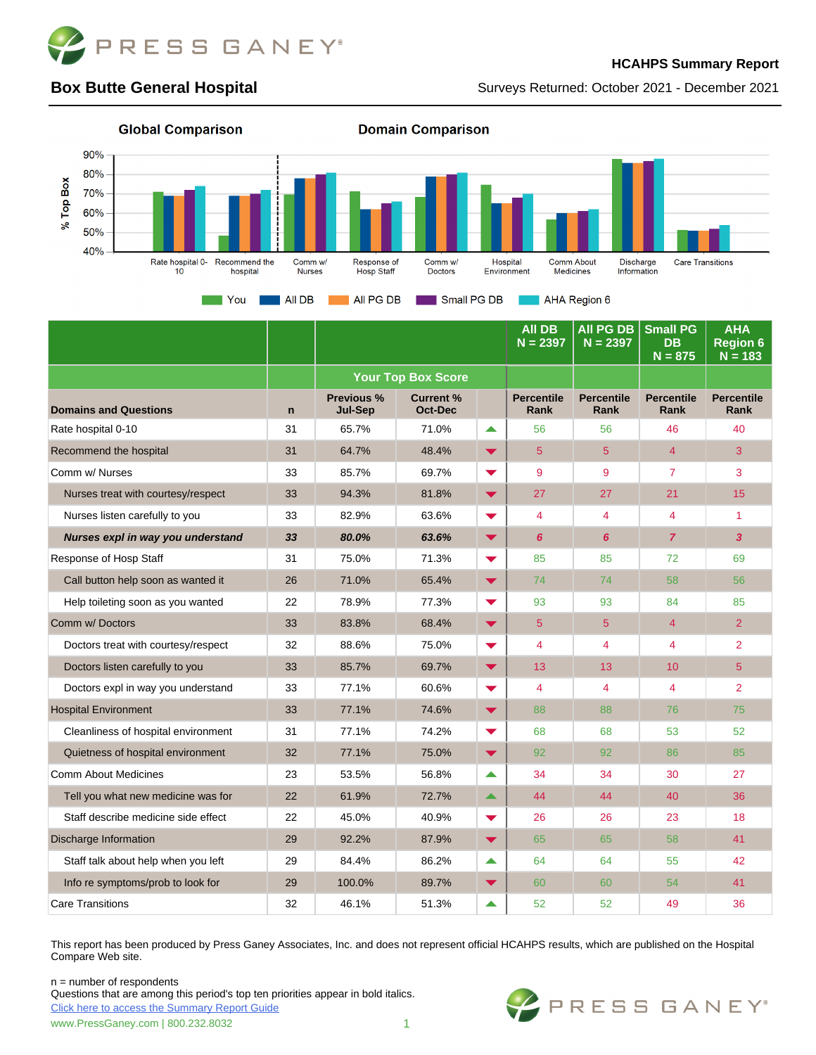PRESS GANEY®

**HCAHPS Summary Report**

## Box Butte General Hospital

Surveys Returned: October 2021 - December 2021

**Global Comparison** **Domain Comparison**

Legend: You, All DB, All PG DB, Small PG DB, AHA Region 6

| Domains and Questions | n | Previous % Jul-Sep | Current % Oct-Dec | | All DB N = 2397 Percentile Rank | All PG DB N = 2397 Percentile Rank | Small PG DB N = 875 Percentile Rank | AHA Region 6 N = 183 Percentile Rank |
|---|---|---|---|---|---|---|---|---|
| | | Your Top Box Score | | | | | | |
| Rate hospital 0-10 | 31 | 65.7% | 71.0% | ▲ | 56 | 56 | 46 | 40 |
| Recommend the hospital | 31 | 64.7% | 48.4% | ▼ | 5 | 5 | 4 | 3 |
| Comm w/ Nurses | 33 | 85.7% | 69.7% | ▼ | 9 | 9 | 7 | 3 |
| Nurses treat with courtesy/respect | 33 | 94.3% | 81.8% | ▼ | 27 | 27 | 21 | 15 |
| Nurses listen carefully to you | 33 | 82.9% | 63.6% | ▼ | 4 | 4 | 4 | 1 |
| ***Nurses expl in way you understand*** | ***33*** | ***80.0%*** | ***63.6%*** | ▼ | ***6*** | ***6*** | ***7*** | ***3*** |
| Response of Hosp Staff | 31 | 75.0% | 71.3% | ▼ | 85 | 85 | 72 | 69 |
| Call button help soon as wanted it | 26 | 71.0% | 65.4% | ▼ | 74 | 74 | 58 | 56 |
| Help toileting soon as you wanted | 22 | 78.9% | 77.3% | ▼ | 93 | 93 | 84 | 85 |
| Comm w/ Doctors | 33 | 83.8% | 68.4% | ▼ | 5 | 5 | 4 | 2 |
| Doctors treat with courtesy/respect | 32 | 88.6% | 75.0% | ▼ | 4 | 4 | 4 | 2 |
| Doctors listen carefully to you | 33 | 85.7% | 69.7% | ▼ | 13 | 13 | 10 | 5 |
| Doctors expl in way you understand | 33 | 77.1% | 60.6% | ▼ | 4 | 4 | 4 | 2 |
| Hospital Environment | 33 | 77.1% | 74.6% | ▼ | 88 | 88 | 76 | 75 |
| Cleanliness of hospital environment | 31 | 77.1% | 74.2% | ▼ | 68 | 68 | 53 | 52 |
| Quietness of hospital environment | 32 | 77.1% | 75.0% | ▼ | 92 | 92 | 86 | 85 |
| Comm About Medicines | 23 | 53.5% | 56.8% | ▲ | 34 | 34 | 30 | 27 |
| Tell you what new medicine was for | 22 | 61.9% | 72.7% | ▲ | 44 | 44 | 40 | 36 |
| Staff describe medicine side effect | 22 | 45.0% | 40.9% | ▼ | 26 | 26 | 23 | 18 |
| Discharge Information | 29 | 92.2% | 87.9% | ▼ | 65 | 65 | 58 | 41 |
| Staff talk about help when you left | 29 | 84.4% | 86.2% | ▲ | 64 | 64 | 55 | 42 |
| Info re symptoms/prob to look for | 29 | 100.0% | 89.7% | ▼ | 60 | 60 | 54 | 41 |
| Care Transitions | 32 | 46.1% | 51.3% | ▲ | 52 | 52 | 49 | 36 |

This report has been produced by Press Ganey Associates, Inc. and does not represent official HCAHPS results, which are published on the Hospital Compare Web site.

n = number of respondents
Questions that are among this period's top ten priorities appear in bold italics.
Click here to access the Summary Report Guide
www.PressGaney.com | 800.232.8032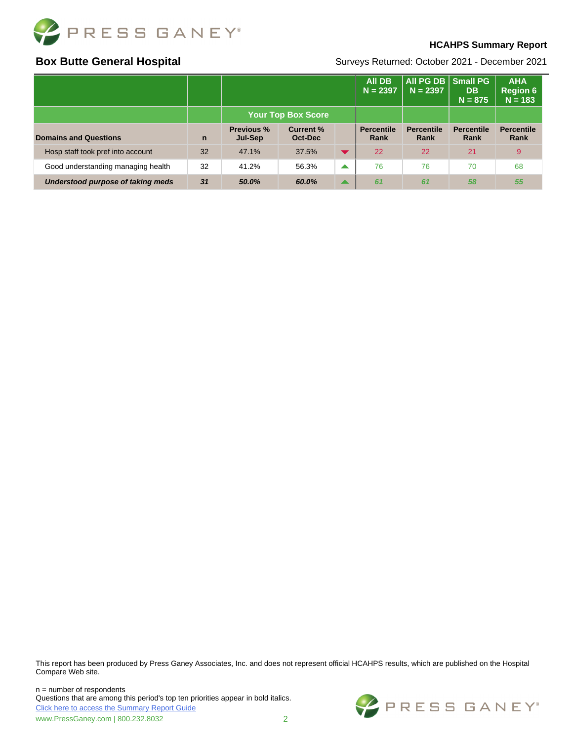**HCAHPS Summary Report**

**Box Butte General Hospital**

Surveys Returned: October 2021 - December 2021

| | | | | | All DB N = 2397 | All PG DB N = 2397 | Small PG DB N = 875 | AHA Region 6 N = 183 |
|---|---|---|---|---|---|---|---|---|
| | | Your Top Box Score | | | | | | |
| **Domains and Questions** | **n** | **Previous % Jul-Sep** | **Current % Oct-Dec** | | **Percentile Rank** | **Percentile Rank** | **Percentile Rank** | **Percentile Rank** |
| Hosp staff took pref into account | 32 | 47.1% | 37.5% | ▼ | 22 | 22 | 21 | 9 |
| Good understanding managing health | 32 | 41.2% | 56.3% | ▲ | 76 | 76 | 70 | 68 |
| ***Understood purpose of taking meds*** | ***31*** | ***50.0%*** | ***60.0%*** | ▲ | ***61*** | ***61*** | ***58*** | ***55*** |

This report has been produced by Press Ganey Associates, Inc. and does not represent official HCAHPS results, which are published on the Hospital Compare Web site.

n = number of respondents
Questions that are among this period's top ten priorities appear in bold italics.
Click here to access the Summary Report Guide
www.PressGaney.com | 800.232.8032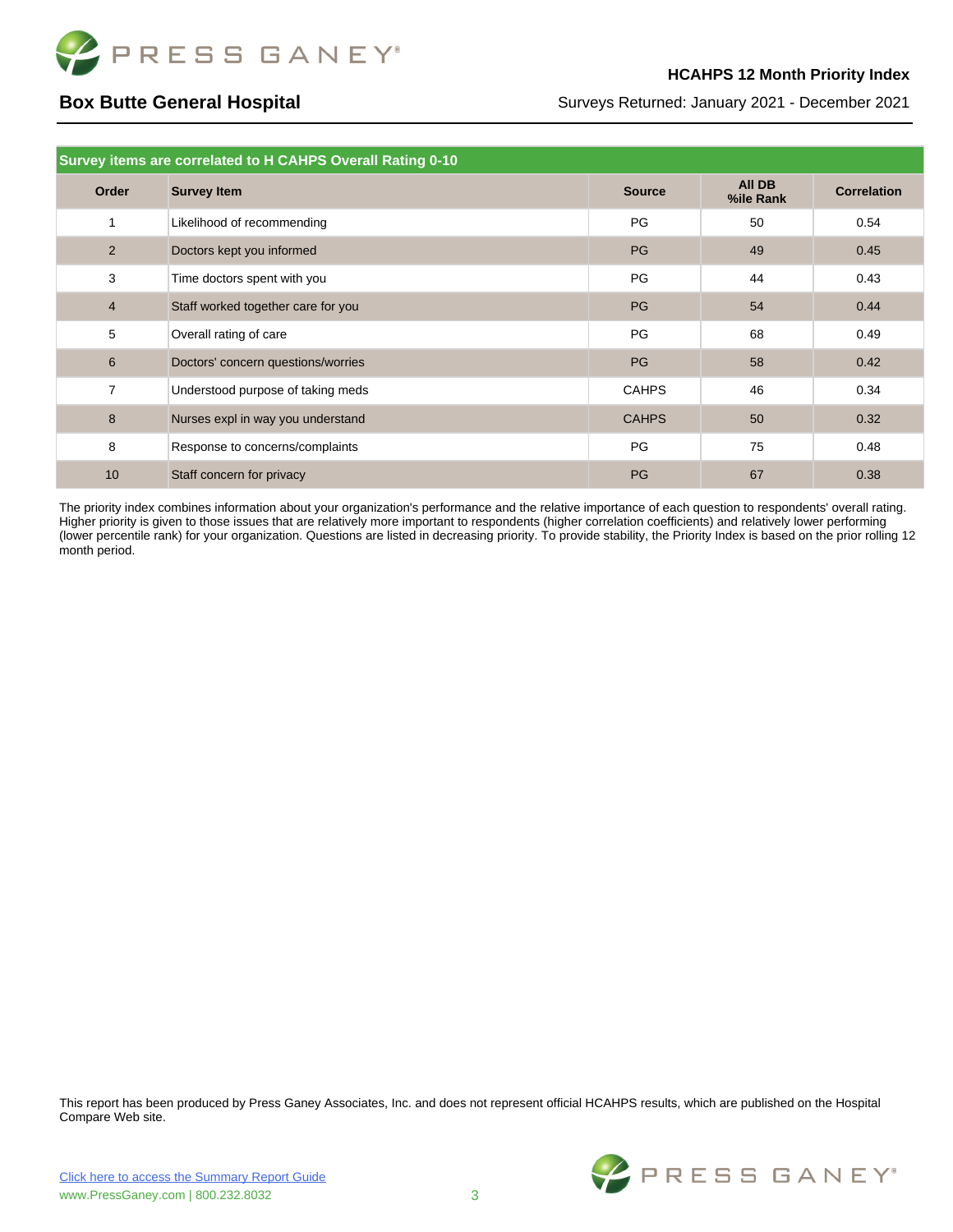**HCAHPS 12 Month Priority Index**

## Box Butte General Hospital

Surveys Returned: January 2021 - December 2021

**Survey items are correlated to H CAHPS Overall Rating 0-10**

| Order | Survey Item | Source | All DB %ile Rank | Correlation |
|---|---|---|---|---|
| 1 | Likelihood of recommending | PG | 50 | 0.54 |
| 2 | Doctors kept you informed | PG | 49 | 0.45 |
| 3 | Time doctors spent with you | PG | 44 | 0.43 |
| 4 | Staff worked together care for you | PG | 54 | 0.44 |
| 5 | Overall rating of care | PG | 68 | 0.49 |
| 6 | Doctors' concern questions/worries | PG | 58 | 0.42 |
| 7 | Understood purpose of taking meds | CAHPS | 46 | 0.34 |
| 8 | Nurses expl in way you understand | CAHPS | 50 | 0.32 |
| 8 | Response to concerns/complaints | PG | 75 | 0.48 |
| 10 | Staff concern for privacy | PG | 67 | 0.38 |

The priority index combines information about your organization's performance and the relative importance of each question to respondents' overall rating. Higher priority is given to those issues that are relatively more important to respondents (higher correlation coefficients) and relatively lower performing (lower percentile rank) for your organization. Questions are listed in decreasing priority. To provide stability, the Priority Index is based on the prior rolling 12 month period.

This report has been produced by Press Ganey Associates, Inc. and does not represent official HCAHPS results, which are published on the Hospital Compare Web site.

Click here to access the Summary Report Guide
www.PressGaney.com | 800.232.8032